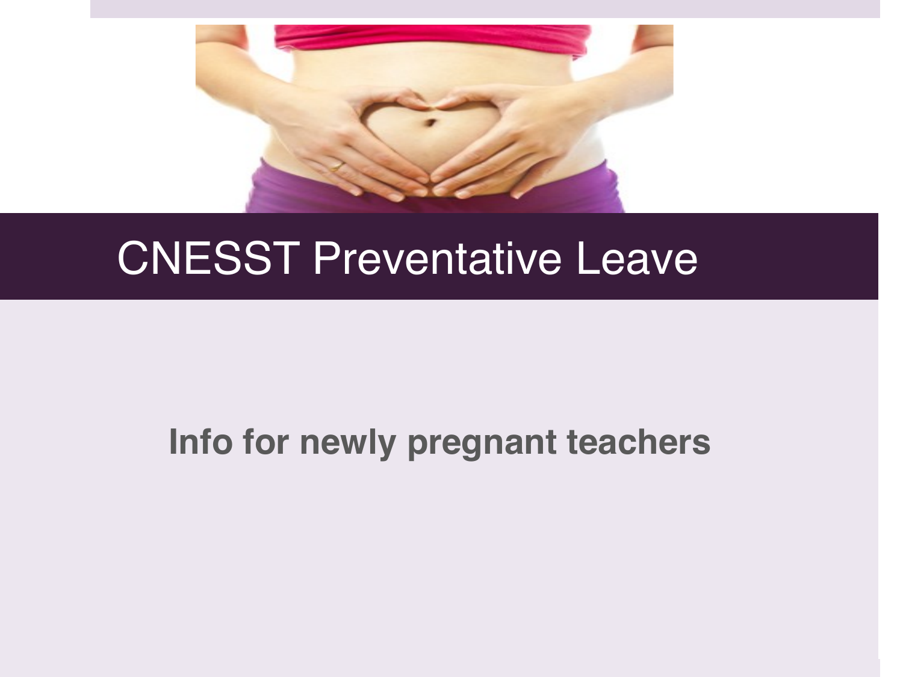# CNESST Preventative Leave

**Info for newly pregnant teachers**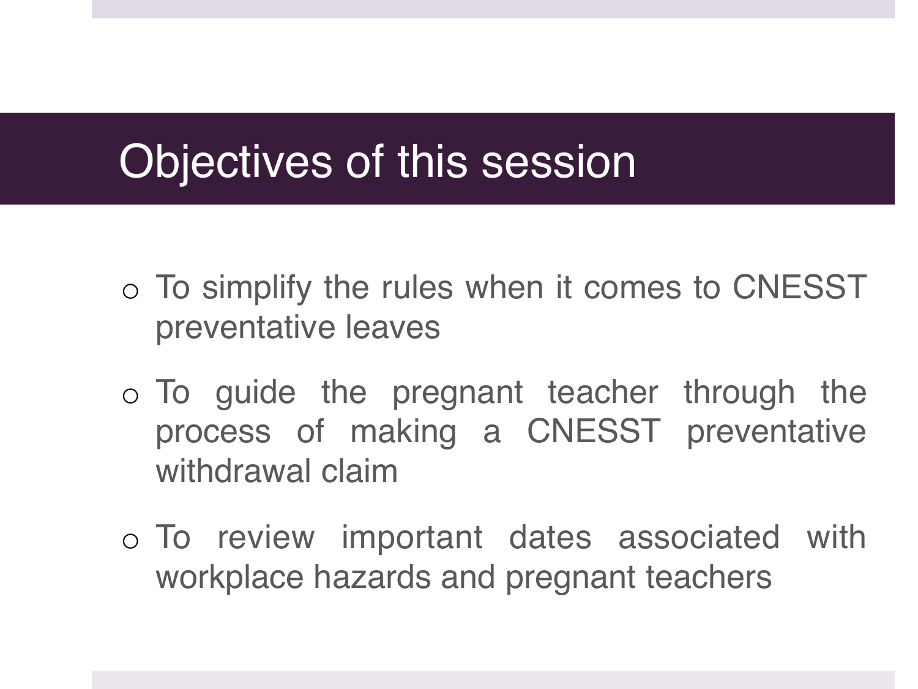# Objectives of this session

- To simplify the rules when it comes to CNESST preventative leaves
- To guide the pregnant teacher through the process of making a CNESST preventative withdrawal claim
- To review important dates associated with workplace hazards and pregnant teachers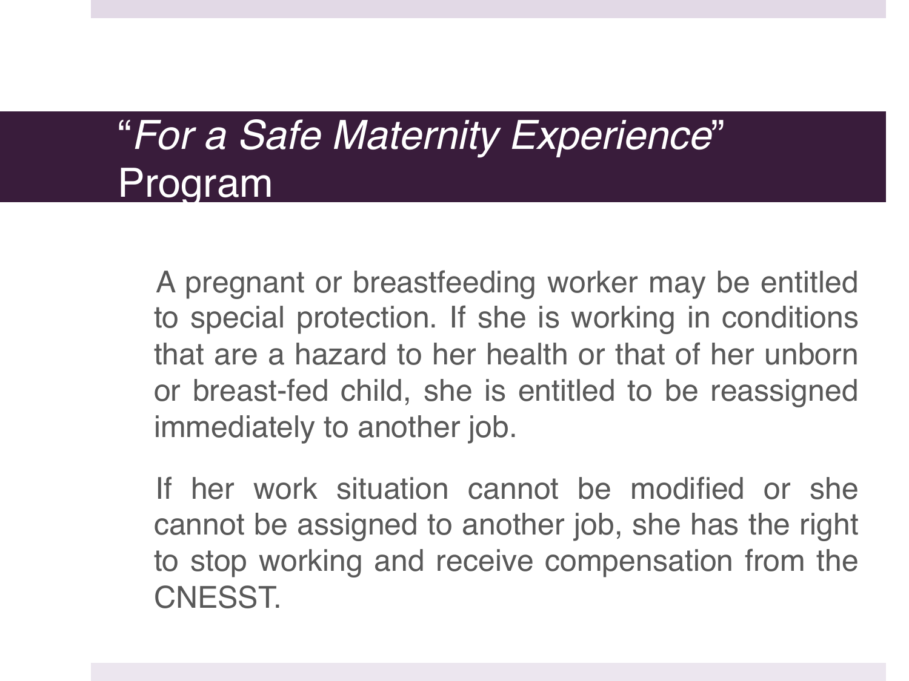# "*For a Safe Maternity Experience*" Program

A pregnant or breastfeeding worker may be entitled to special protection. If she is working in conditions that are a hazard to her health or that of her unborn or breast-fed child, she is entitled to be reassigned immediately to another job.

If her work situation cannot be modified or she cannot be assigned to another job, she has the right to stop working and receive compensation from the CNESST.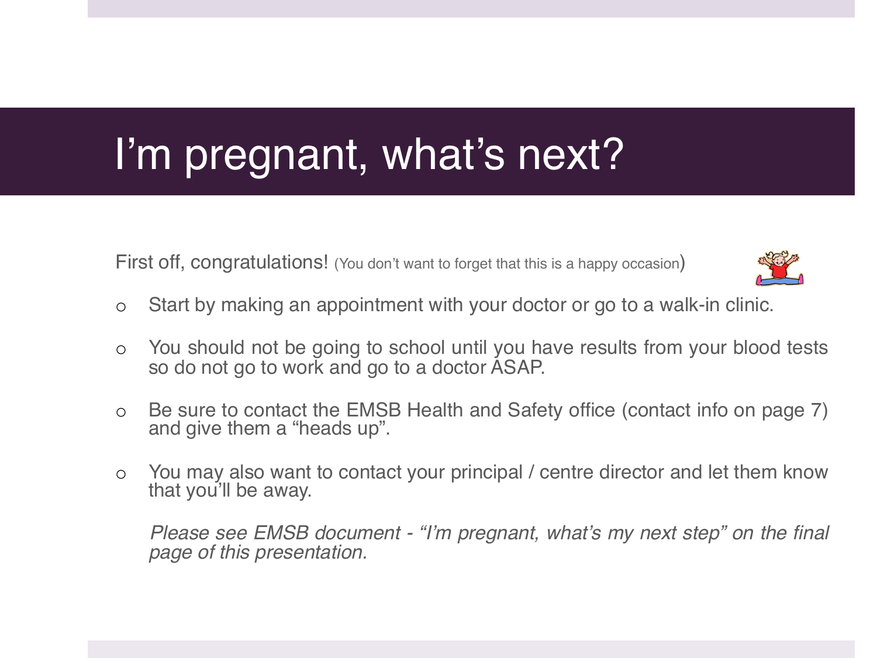# I'm pregnant, what's next?

First off, congratulations! (You don't want to forget that this is a happy occasion)

- Start by making an appointment with your doctor or go to a walk-in clinic.
- You should not be going to school until you have results from your blood tests so do not go to work and go to a doctor ASAP.
- Be sure to contact the EMSB Health and Safety office (contact info on page 7) and give them a "heads up".
- You may also want to contact your principal / centre director and let them know that you'll be away.

*Please see EMSB document - "I'm pregnant, what's my next step" on the final page of this presentation.*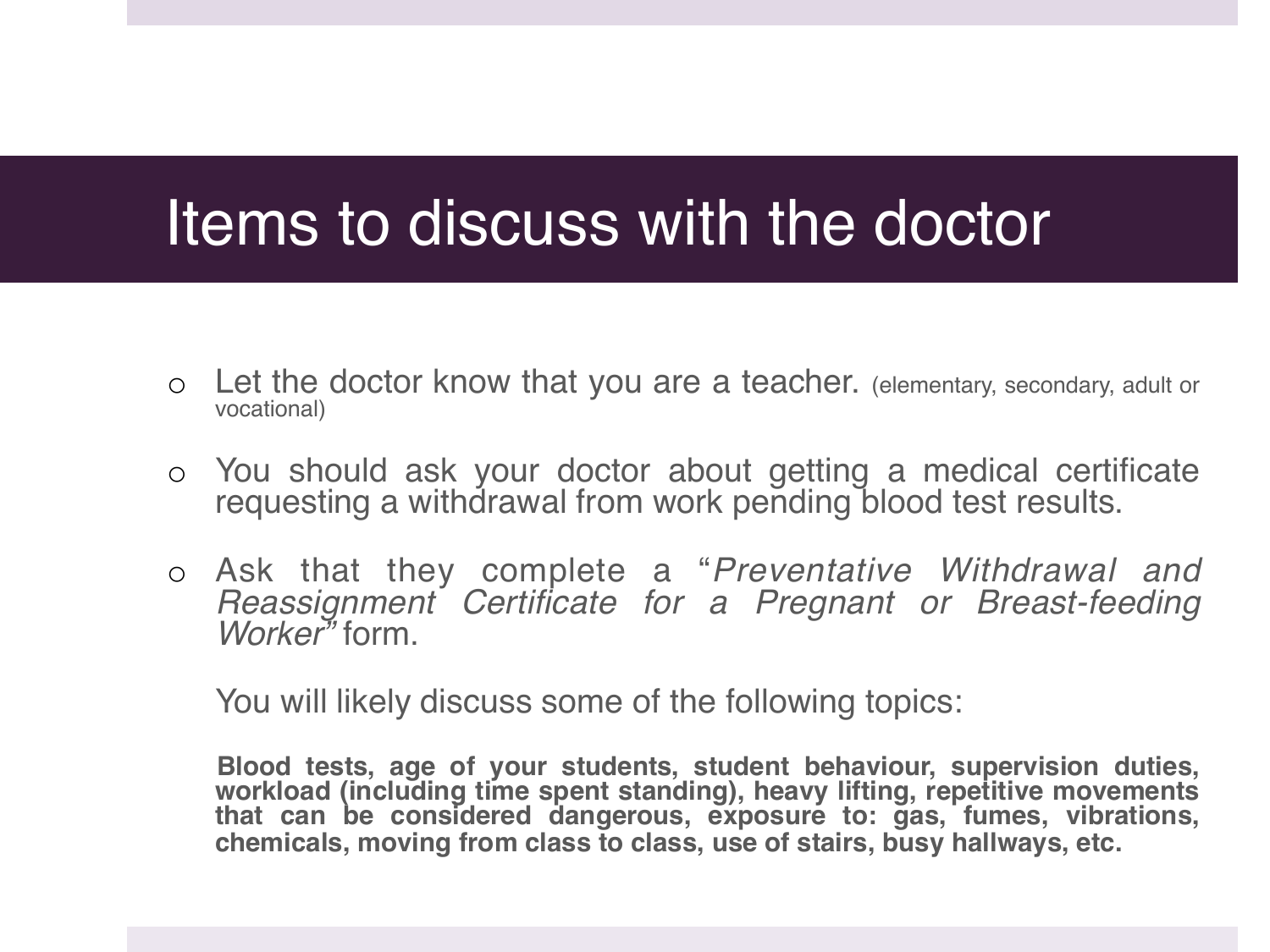# Items to discuss with the doctor

- Let the doctor know that you are a teacher. (elementary, secondary, adult or vocational)
- You should ask your doctor about getting a medical certificate requesting a withdrawal from work pending blood test results.
- Ask that they complete a "*Preventative Withdrawal and Reassignment Certificate for a Pregnant or Breast-feeding Worker"* form.

  You will likely discuss some of the following topics:

  **Blood tests, age of your students, student behaviour, supervision duties, workload (including time spent standing), heavy lifting, repetitive movements that can be considered dangerous, exposure to: gas, fumes, vibrations, chemicals, moving from class to class, use of stairs, busy hallways, etc.**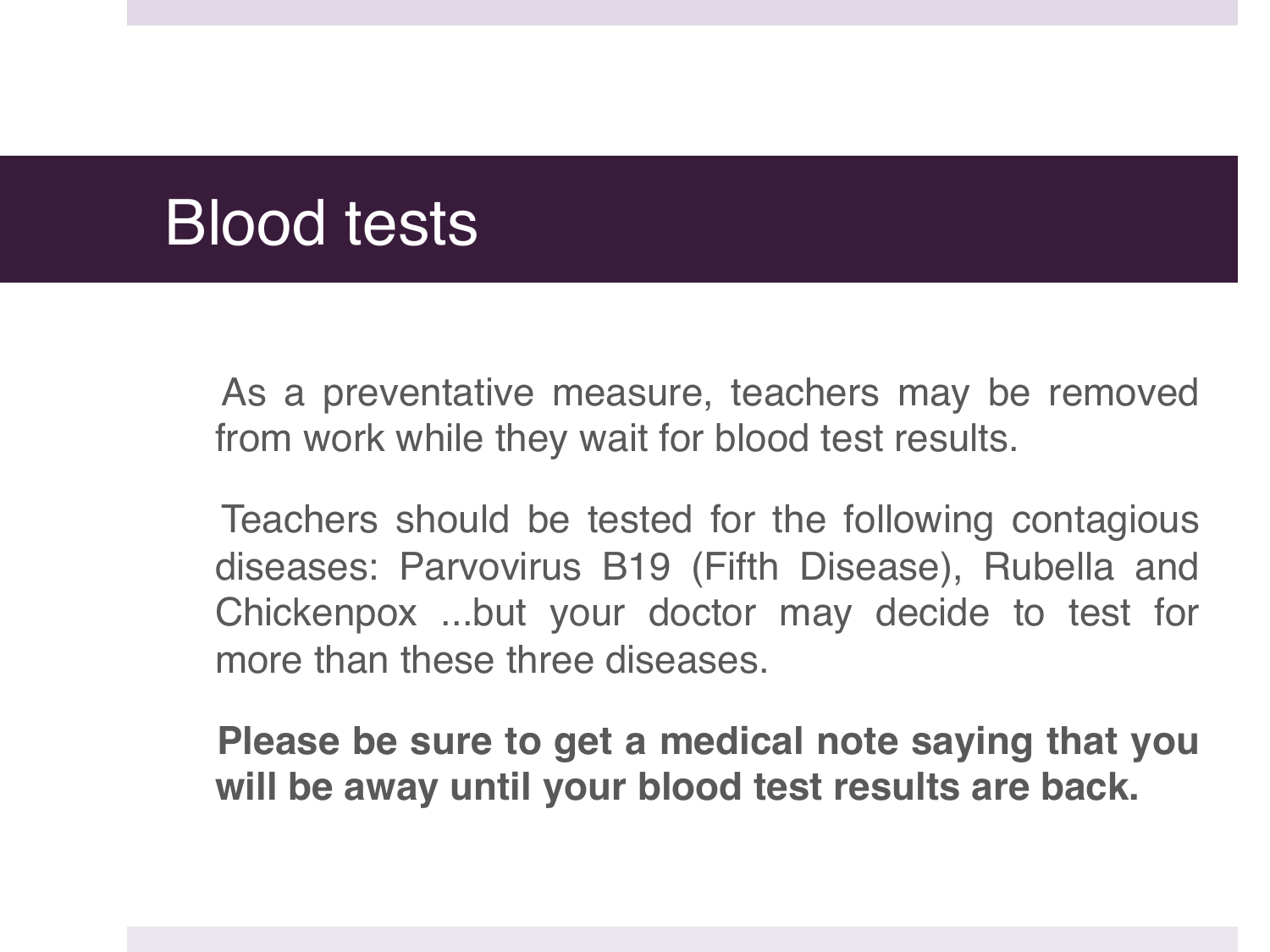# Blood tests

As a preventative measure, teachers may be removed from work while they wait for blood test results.

Teachers should be tested for the following contagious diseases: Parvovirus B19 (Fifth Disease), Rubella and Chickenpox ...but your doctor may decide to test for more than these three diseases.

**Please be sure to get a medical note saying that you will be away until your blood test results are back.**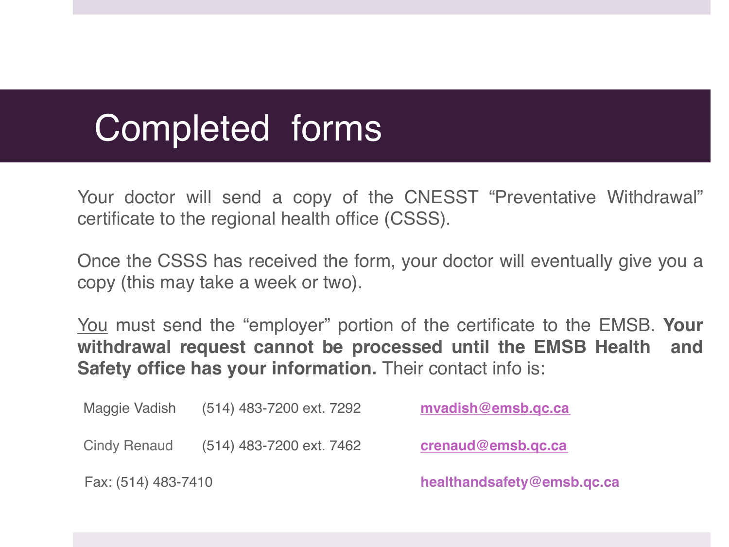# Completed forms

Your doctor will send a copy of the CNESST “Preventative Withdrawal” certificate to the regional health office (CSSS).

Once the CSSS has received the form, your doctor will eventually give you a copy (this may take a week or two).

<u>You</u> must send the “employer” portion of the certificate to the EMSB. **Your withdrawal request cannot be processed until the EMSB Health and Safety office has your information.** Their contact info is:

| | | |
|---|---|---|
| Maggie Vadish | (514) 483-7200 ext. 7292 | **mvadish@emsb.qc.ca** |
| Cindy Renaud | (514) 483-7200 ext. 7462 | **crenaud@emsb.qc.ca** |
| Fax: (514) 483-7410 | | **healthandsafety@emsb.qc.ca** |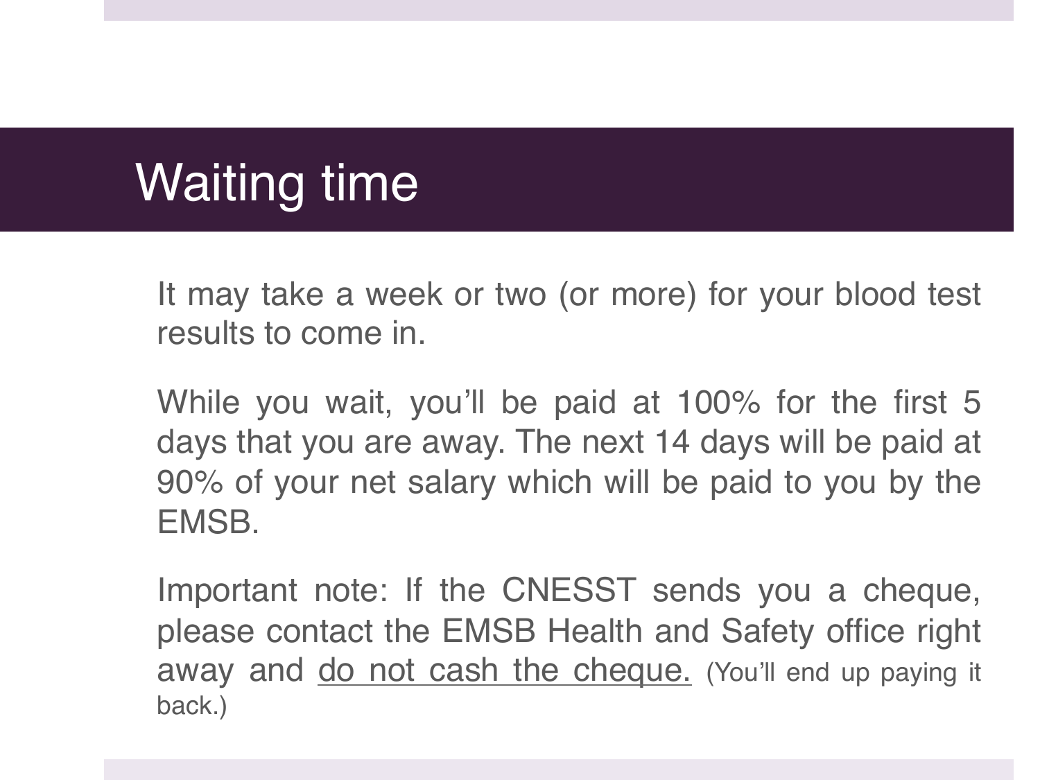# Waiting time

It may take a week or two (or more) for your blood test results to come in.

While you wait, you'll be paid at 100% for the first 5 days that you are away. The next 14 days will be paid at 90% of your net salary which will be paid to you by the EMSB.

Important note: If the CNESST sends you a cheque, please contact the EMSB Health and Safety office right away and <u>do not cash the cheque.</u> (You'll end up paying it back.)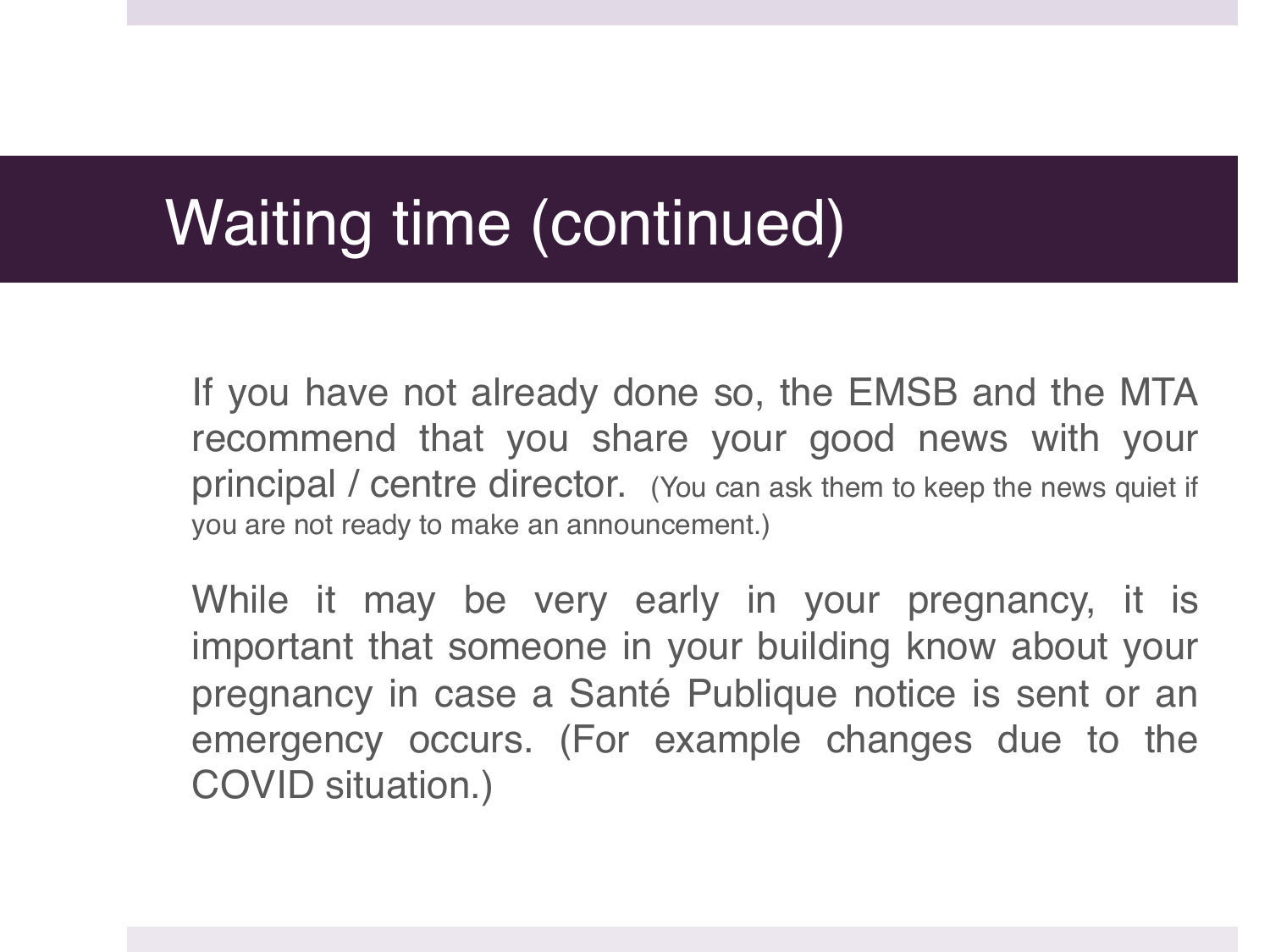# Waiting time (continued)

If you have not already done so, the EMSB and the MTA recommend that you share your good news with your principal / centre director. (You can ask them to keep the news quiet if you are not ready to make an announcement.)

While it may be very early in your pregnancy, it is important that someone in your building know about your pregnancy in case a Santé Publique notice is sent or an emergency occurs. (For example changes due to the COVID situation.)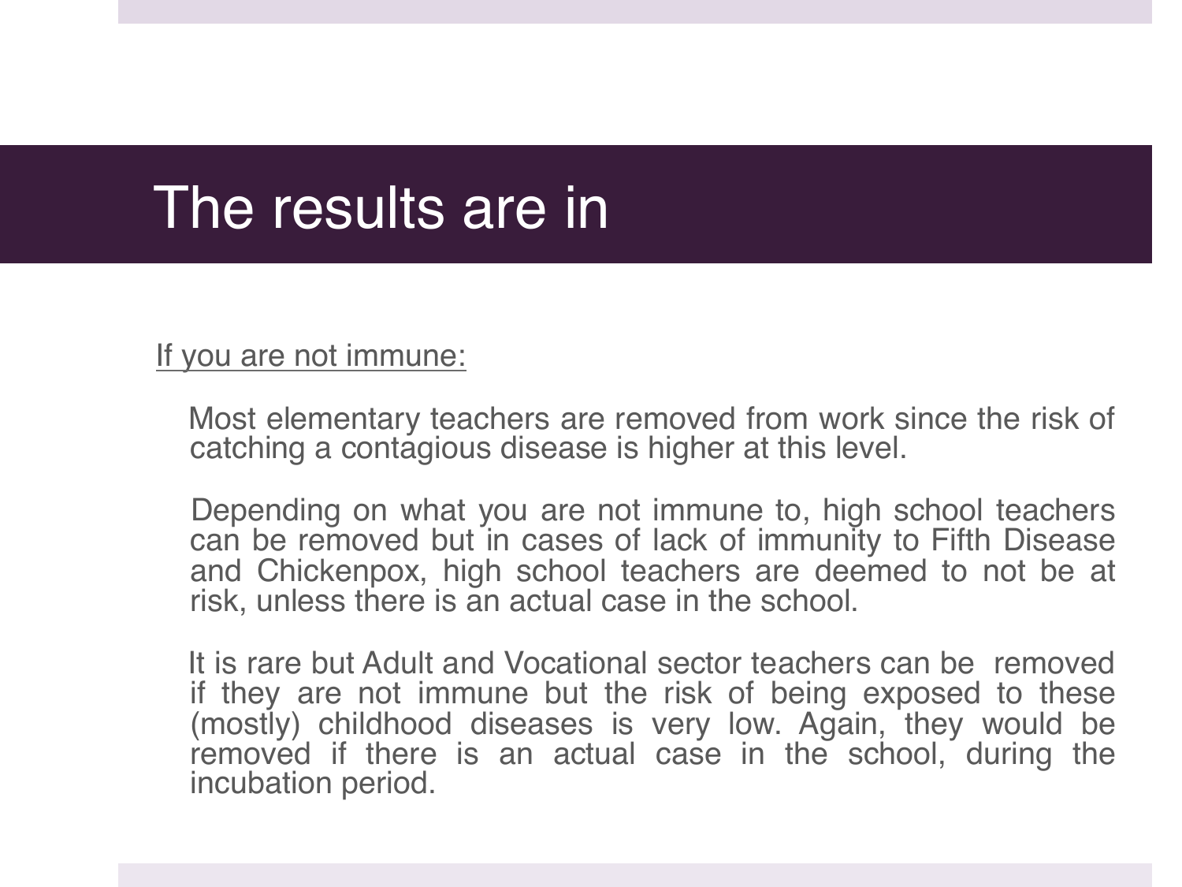# The results are in

If you are not immune:

Most elementary teachers are removed from work since the risk of catching a contagious disease is higher at this level.

Depending on what you are not immune to, high school teachers can be removed but in cases of lack of immunity to Fifth Disease and Chickenpox, high school teachers are deemed to not be at risk, unless there is an actual case in the school.

It is rare but Adult and Vocational sector teachers can be removed if they are not immune but the risk of being exposed to these (mostly) childhood diseases is very low. Again, they would be removed if there is an actual case in the school, during the incubation period.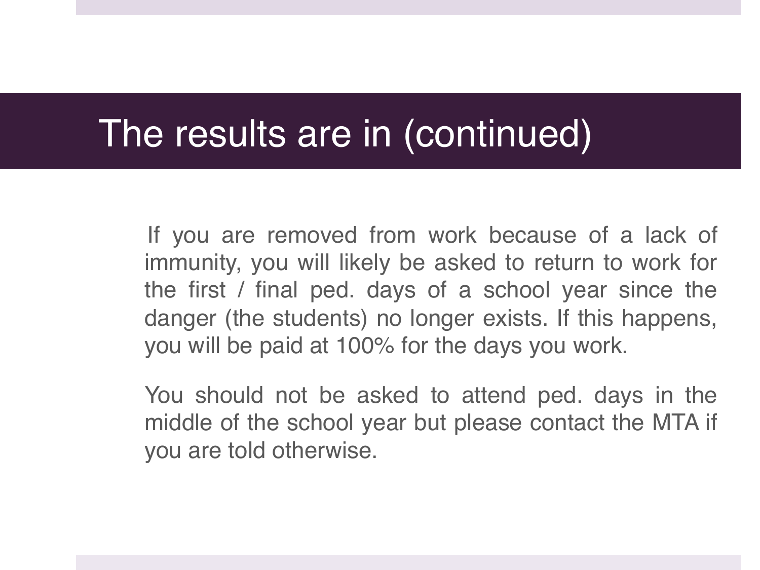# The results are in (continued)

If you are removed from work because of a lack of immunity, you will likely be asked to return to work for the first / final ped. days of a school year since the danger (the students) no longer exists. If this happens, you will be paid at 100% for the days you work.

You should not be asked to attend ped. days in the middle of the school year but please contact the MTA if you are told otherwise.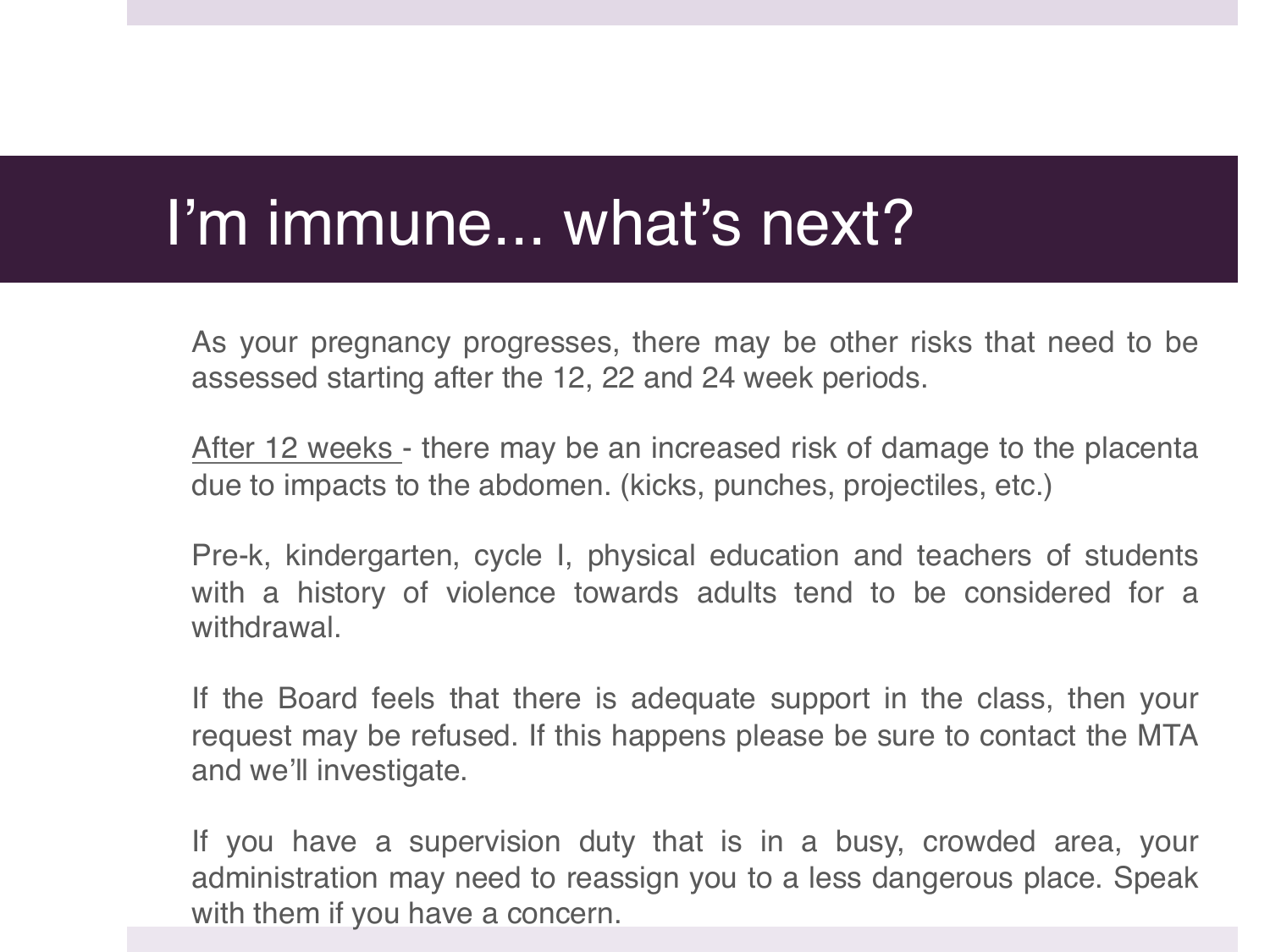# I’m immune... what’s next?

As your pregnancy progresses, there may be other risks that need to be assessed starting after the 12, 22 and 24 week periods.

After 12 weeks - there may be an increased risk of damage to the placenta due to impacts to the abdomen. (kicks, punches, projectiles, etc.)

Pre-k, kindergarten, cycle I, physical education and teachers of students with a history of violence towards adults tend to be considered for a withdrawal.

If the Board feels that there is adequate support in the class, then your request may be refused. If this happens please be sure to contact the MTA and we’ll investigate.

If you have a supervision duty that is in a busy, crowded area, your administration may need to reassign you to a less dangerous place. Speak with them if you have a concern.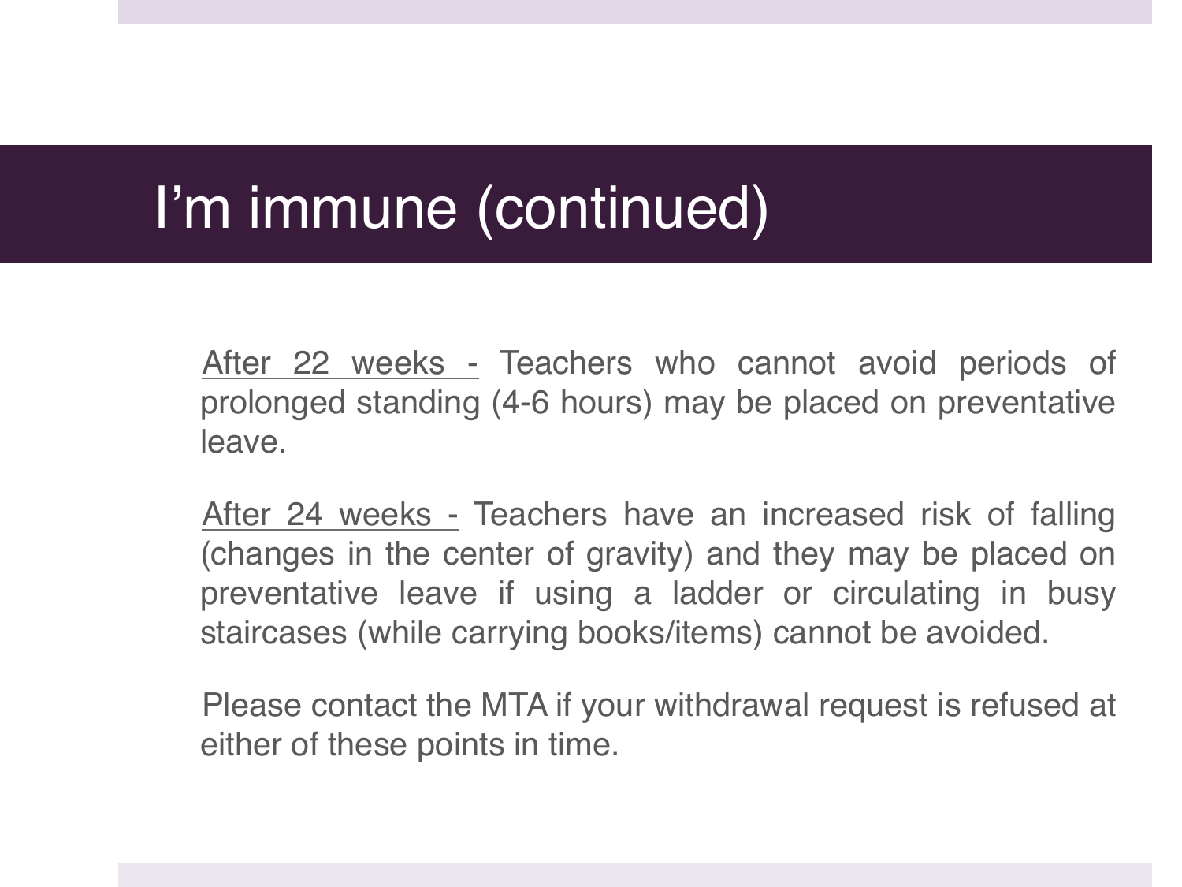# I’m immune (continued)

After 22 weeks - Teachers who cannot avoid periods of prolonged standing (4-6 hours) may be placed on preventative leave.

After 24 weeks - Teachers have an increased risk of falling (changes in the center of gravity) and they may be placed on preventative leave if using a ladder or circulating in busy staircases (while carrying books/items) cannot be avoided.

Please contact the MTA if your withdrawal request is refused at either of these points in time.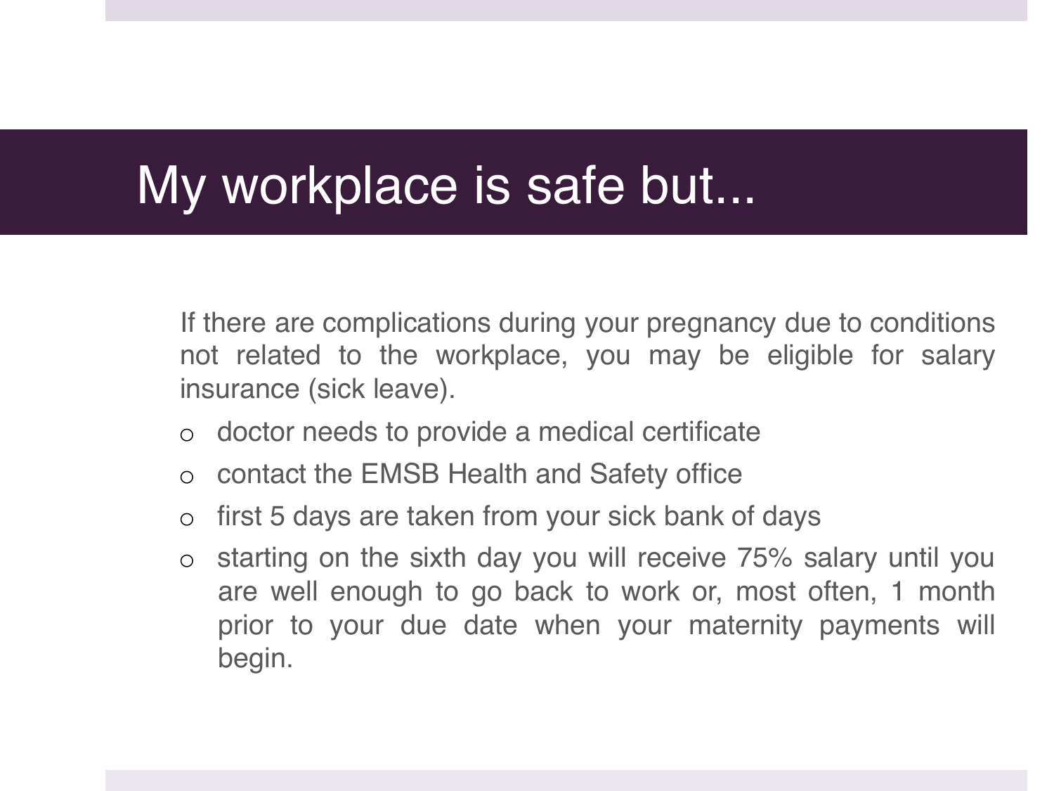# My workplace is safe but...

If there are complications during your pregnancy due to conditions not related to the workplace, you may be eligible for salary insurance (sick leave).

- doctor needs to provide a medical certificate
- contact the EMSB Health and Safety office
- first 5 days are taken from your sick bank of days
- starting on the sixth day you will receive 75% salary until you are well enough to go back to work or, most often, 1 month prior to your due date when your maternity payments will begin.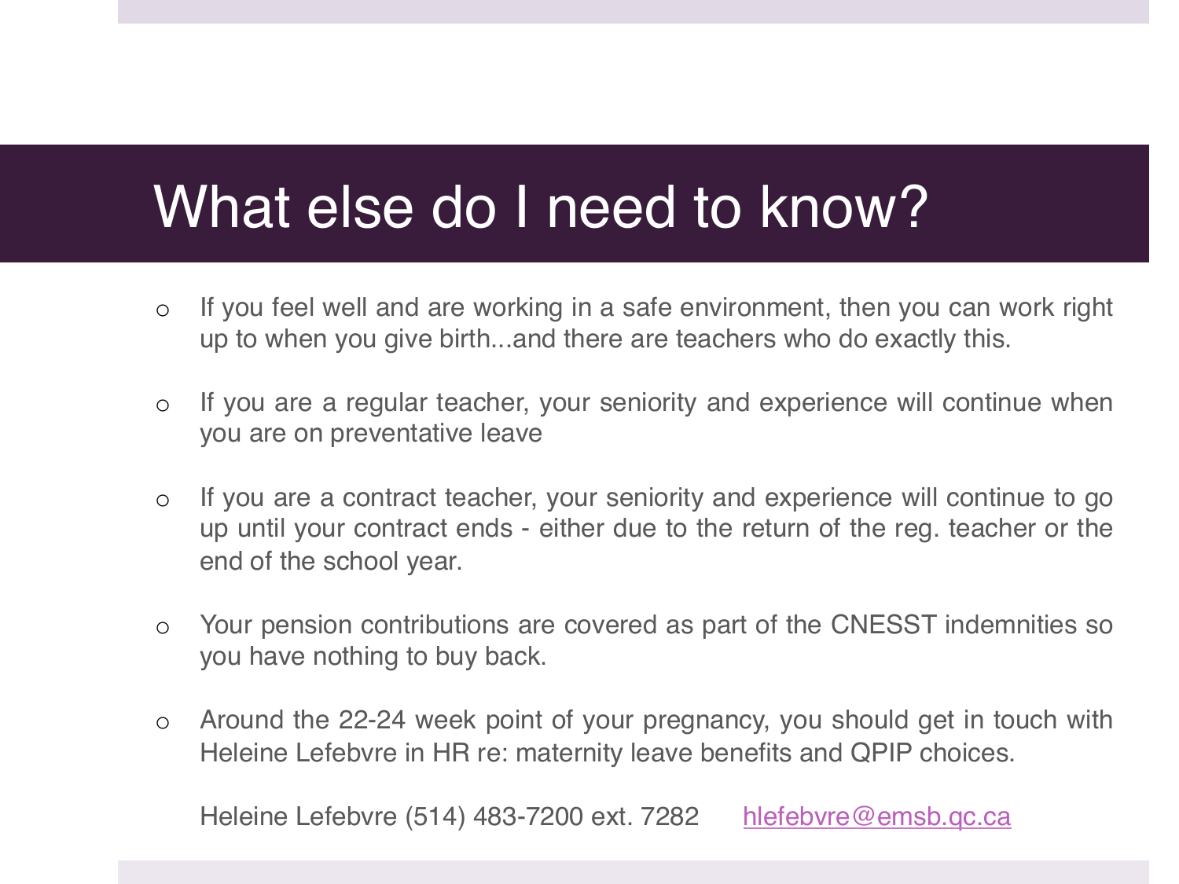# What else do I need to know?

- If you feel well and are working in a safe environment, then you can work right up to when you give birth...and there are teachers who do exactly this.
- If you are a regular teacher, your seniority and experience will continue when you are on preventative leave
- If you are a contract teacher, your seniority and experience will continue to go up until your contract ends - either due to the return of the reg. teacher or the end of the school year.
- Your pension contributions are covered as part of the CNESST indemnities so you have nothing to buy back.
- Around the 22-24 week point of your pregnancy, you should get in touch with Heleine Lefebvre in HR re: maternity leave benefits and QPIP choices.

  Heleine Lefebvre (514) 483-7200 ext. 7282 hlefebvre@emsb.qc.ca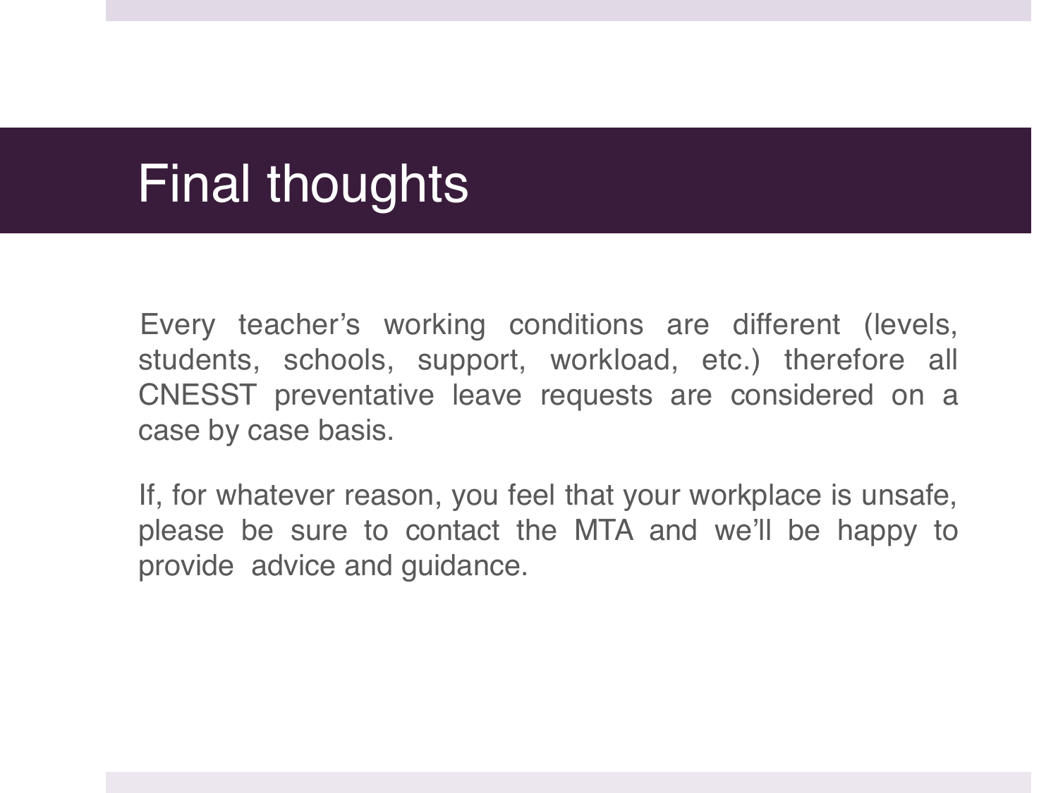# Final thoughts

Every teacher's working conditions are different (levels, students, schools, support, workload, etc.) therefore all CNESST preventative leave requests are considered on a case by case basis.

If, for whatever reason, you feel that your workplace is unsafe, please be sure to contact the MTA and we'll be happy to provide advice and guidance.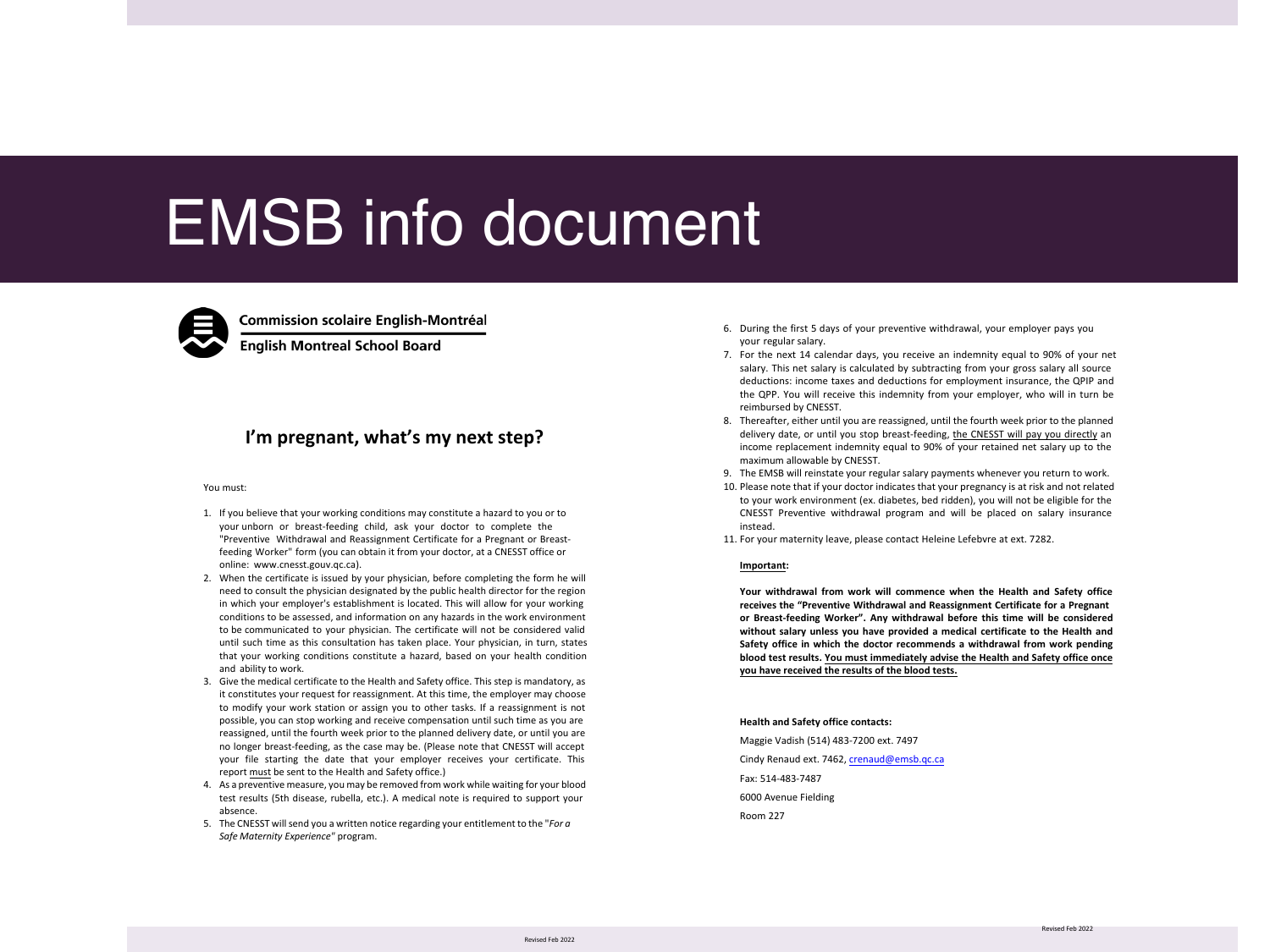# EMSB info document

**Commission scolaire English-Montréal**

**English Montreal School Board**

## I'm pregnant, what's my next step?

You must:

1. If you believe that your working conditions may constitute a hazard to you or to your unborn or breast-feeding child, ask your doctor to complete the "Preventive Withdrawal and Reassignment Certificate for a Pregnant or Breast-feeding Worker" form (you can obtain it from your doctor, at a CNESST office or online: www.cnesst.gouv.qc.ca).
2. When the certificate is issued by your physician, before completing the form he will need to consult the physician designated by the public health director for the region in which your employer's establishment is located. This will allow for your working conditions to be assessed, and information on any hazards in the work environment to be communicated to your physician. The certificate will not be considered valid until such time as this consultation has taken place. Your physician, in turn, states that your working conditions constitute a hazard, based on your health condition and ability to work.
3. Give the medical certificate to the Health and Safety office. This step is mandatory, as it constitutes your request for reassignment. At this time, the employer may choose to modify your work station or assign you to other tasks. If a reassignment is not possible, you can stop working and receive compensation until such time as you are reassigned, until the fourth week prior to the planned delivery date, or until you are no longer breast-feeding, as the case may be. (Please note that CNESST will accept your file starting the date that your employer receives your certificate. This report must be sent to the Health and Safety office.)
4. As a preventive measure, you may be removed from work while waiting for your blood test results (5th disease, rubella, etc.). A medical note is required to support your absence.
5. The CNESST will send you a written notice regarding your entitlement to the "*For a Safe Maternity Experience"* program.
6. During the first 5 days of your preventive withdrawal, your employer pays you your regular salary.
7. For the next 14 calendar days, you receive an indemnity equal to 90% of your net salary. This net salary is calculated by subtracting from your gross salary all source deductions: income taxes and deductions for employment insurance, the QPIP and the QPP. You will receive this indemnity from your employer, who will in turn be reimbursed by CNESST.
8. Thereafter, either until you are reassigned, until the fourth week prior to the planned delivery date, or until you stop breast-feeding, the CNESST will pay you directly an income replacement indemnity equal to 90% of your retained net salary up to the maximum allowable by CNESST.
9. The EMSB will reinstate your regular salary payments whenever you return to work.
10. Please note that if your doctor indicates that your pregnancy is at risk and not related to your work environment (ex. diabetes, bed ridden), you will not be eligible for the CNESST Preventive withdrawal program and will be placed on salary insurance instead.
11. For your maternity leave, please contact Heleine Lefebvre at ext. 7282.

**Important:**

**Your withdrawal from work will commence when the Health and Safety office receives the "Preventive Withdrawal and Reassignment Certificate for a Pregnant or Breast-feeding Worker". Any withdrawal before this time will be considered without salary unless you have provided a medical certificate to the Health and Safety office in which the doctor recommends a withdrawal from work pending blood test results. You must immediately advise the Health and Safety office once you have received the results of the blood tests.**

**Health and Safety office contacts:**

Maggie Vadish (514) 483-7200 ext. 7497

Cindy Renaud ext. 7462, crenaud@emsb.qc.ca

Fax: 514-483-7487

6000 Avenue Fielding

Room 227

Revised Feb 2022